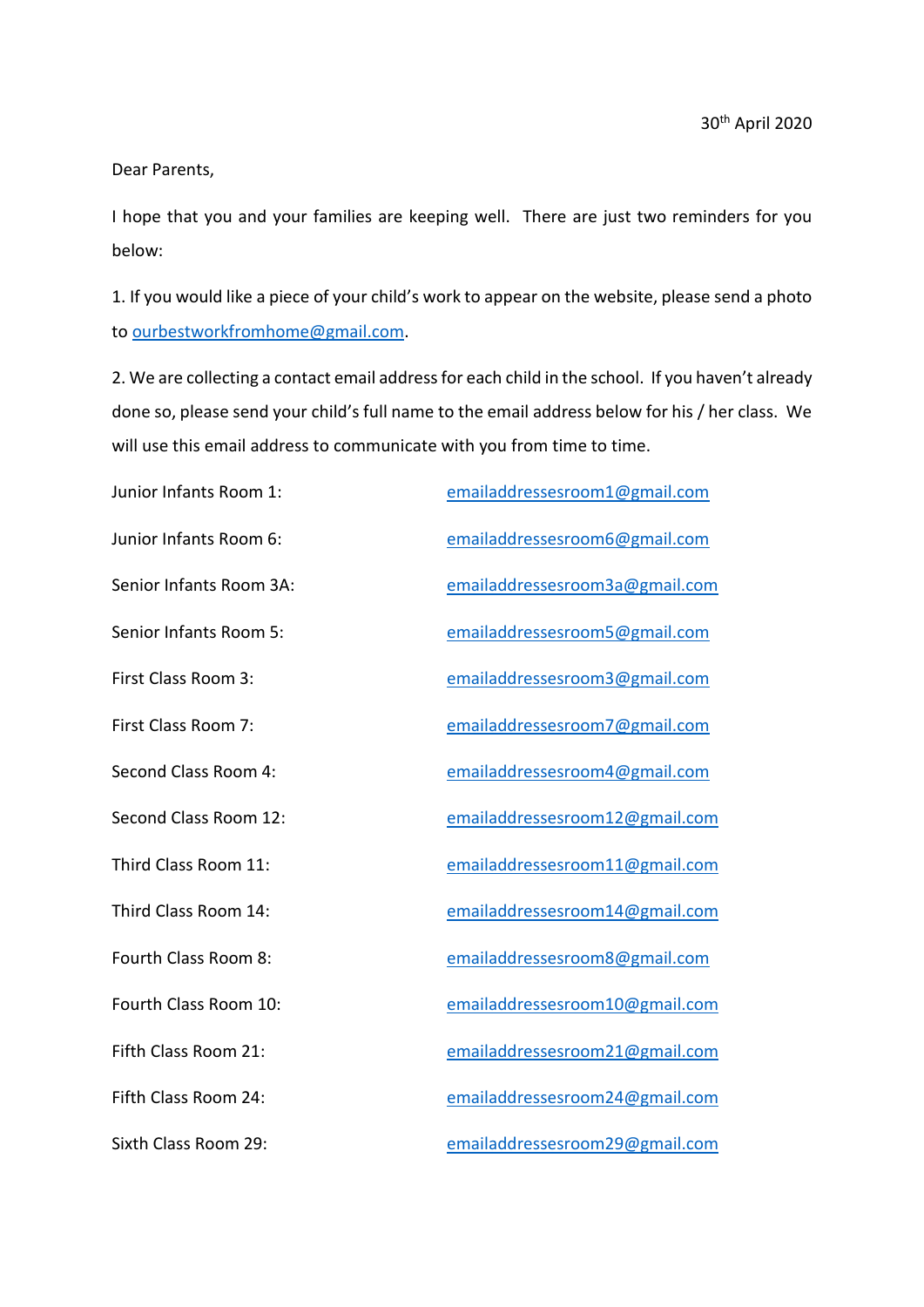30th April 2020

Dear Parents,

I hope that you and your families are keeping well. There are just two reminders for you below:

1. If you would like a piece of your child's work to appear on the website, please send a photo to ourbestworkfromhome@gmail.com.

2. We are collecting a contact email address for each child in the school. If you haven't already done so, please send your child's full name to the email address below for his / her class. We will use this email address to communicate with you from time to time.

| | |
|---|---|
| Junior Infants Room 1: | emailaddressesroom1@gmail.com |
| Junior Infants Room 6: | emailaddressesroom6@gmail.com |
| Senior Infants Room 3A: | emailaddressesroom3a@gmail.com |
| Senior Infants Room 5: | emailaddressesroom5@gmail.com |
| First Class Room 3: | emailaddressesroom3@gmail.com |
| First Class Room 7: | emailaddressesroom7@gmail.com |
| Second Class Room 4: | emailaddressesroom4@gmail.com |
| Second Class Room 12: | emailaddressesroom12@gmail.com |
| Third Class Room 11: | emailaddressesroom11@gmail.com |
| Third Class Room 14: | emailaddressesroom14@gmail.com |
| Fourth Class Room 8: | emailaddressesroom8@gmail.com |
| Fourth Class Room 10: | emailaddressesroom10@gmail.com |
| Fifth Class Room 21: | emailaddressesroom21@gmail.com |
| Fifth Class Room 24: | emailaddressesroom24@gmail.com |
| Sixth Class Room 29: | emailaddressesroom29@gmail.com |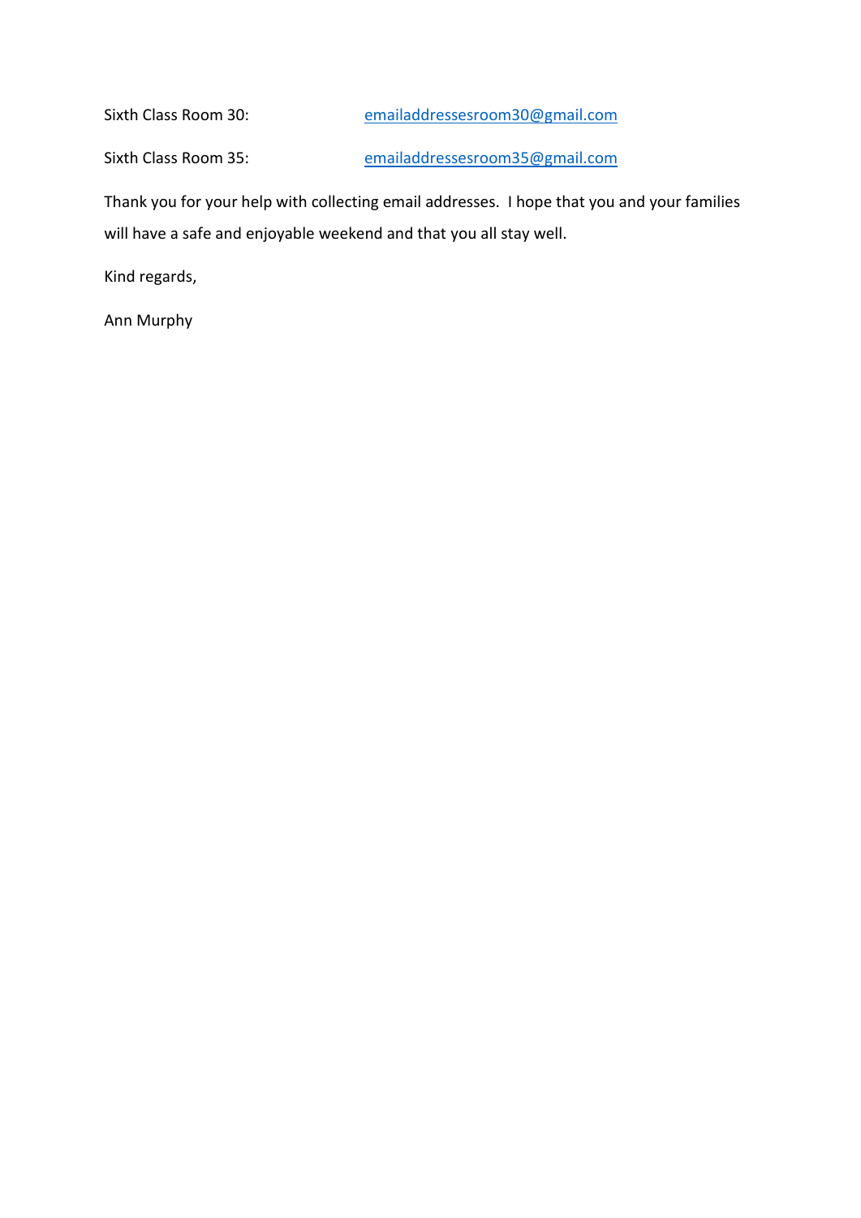| | |
|---|---|
| Sixth Class Room 30: | emailaddressesroom30@gmail.com |
| Sixth Class Room 35: | emailaddressesroom35@gmail.com |

Thank you for your help with collecting email addresses. I hope that you and your families will have a safe and enjoyable weekend and that you all stay well.

Kind regards,

Ann Murphy